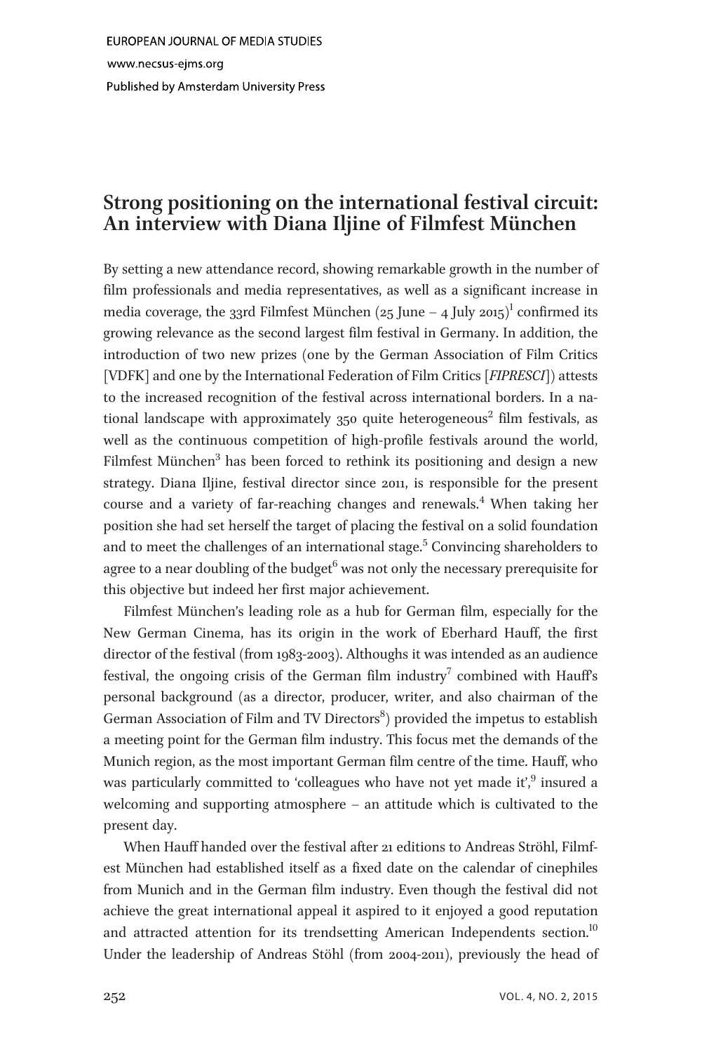EUROPEAN JOURNAL OF MEDIA STUDIES

www.necsus-ejms.org

Published by Amsterdam University Press

# Strong positioning on the international festival circuit: An interview with Diana Iljine of Filmfest München

By setting a new attendance record, showing remarkable growth in the number of film professionals and media representatives, as well as a significant increase in media coverage, the 33rd Filmfest München (25 June – 4 July 2015)[1] confirmed its growing relevance as the second largest film festival in Germany. In addition, the introduction of two new prizes (one by the German Association of Film Critics [VDFK] and one by the International Federation of Film Critics [*FIPRESCI*]) attests to the increased recognition of the festival across international borders. In a national landscape with approximately 350 quite heterogeneous[2] film festivals, as well as the continuous competition of high-profile festivals around the world, Filmfest München[3] has been forced to rethink its positioning and design a new strategy. Diana Iljine, festival director since 2011, is responsible for the present course and a variety of far-reaching changes and renewals.[4] When taking her position she had set herself the target of placing the festival on a solid foundation and to meet the challenges of an international stage.[5] Convincing shareholders to agree to a near doubling of the budget[6] was not only the necessary prerequisite for this objective but indeed her first major achievement.

Filmfest München's leading role as a hub for German film, especially for the New German Cinema, has its origin in the work of Eberhard Hauff, the first director of the festival (from 1983-2003). Althoughs it was intended as an audience festival, the ongoing crisis of the German film industry[7] combined with Hauff's personal background (as a director, producer, writer, and also chairman of the German Association of Film and TV Directors[8]) provided the impetus to establish a meeting point for the German film industry. This focus met the demands of the Munich region, as the most important German film centre of the time. Hauff, who was particularly committed to 'colleagues who have not yet made it',[9] insured a welcoming and supporting atmosphere – an attitude which is cultivated to the present day.

When Hauff handed over the festival after 21 editions to Andreas Ströhl, Filmfest München had established itself as a fixed date on the calendar of cinephiles from Munich and in the German film industry. Even though the festival did not achieve the great international appeal it aspired to it enjoyed a good reputation and attracted attention for its trendsetting American Independents section.[10] Under the leadership of Andreas Stöhl (from 2004-2011), previously the head of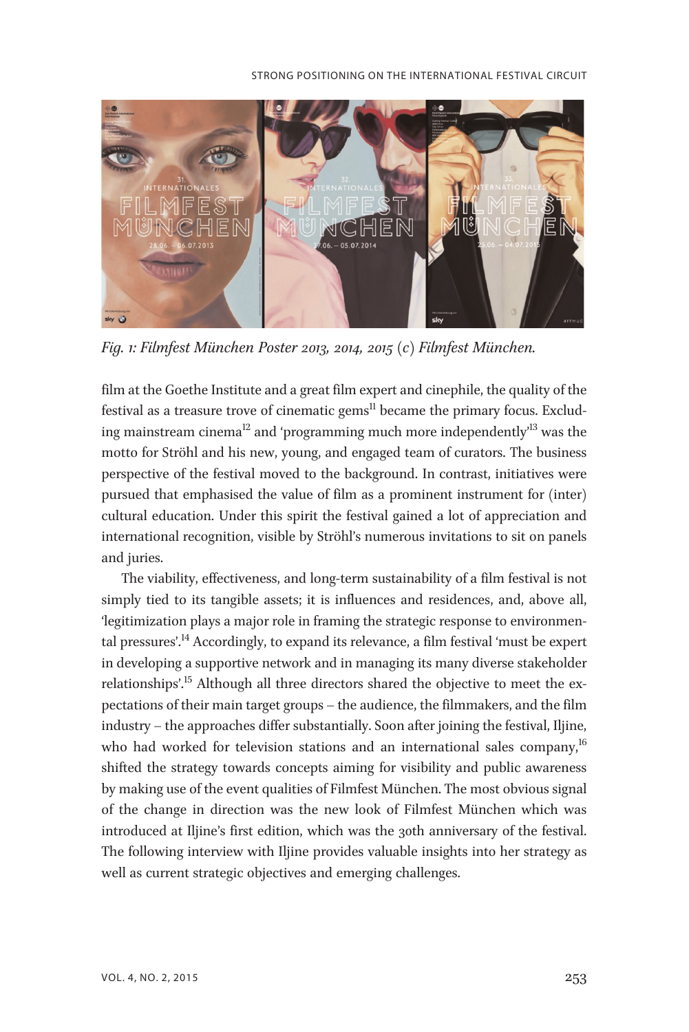*Fig. 1: Filmfest München Poster 2013, 2014, 2015 (c) Filmfest München.*

film at the Goethe Institute and a great film expert and cinephile, the quality of the festival as a treasure trove of cinematic gems[11] became the primary focus. Excluding mainstream cinema[12] and 'programming much more independently'[13] was the motto for Ströhl and his new, young, and engaged team of curators. The business perspective of the festival moved to the background. In contrast, initiatives were pursued that emphasised the value of film as a prominent instrument for (inter) cultural education. Under this spirit the festival gained a lot of appreciation and international recognition, visible by Ströhl's numerous invitations to sit on panels and juries.

The viability, effectiveness, and long-term sustainability of a film festival is not simply tied to its tangible assets; it is influences and residences, and, above all, 'legitimization plays a major role in framing the strategic response to environmental pressures'.[14] Accordingly, to expand its relevance, a film festival 'must be expert in developing a supportive network and in managing its many diverse stakeholder relationships'.[15] Although all three directors shared the objective to meet the expectations of their main target groups – the audience, the filmmakers, and the film industry – the approaches differ substantially. Soon after joining the festival, Iljine, who had worked for television stations and an international sales company,[16] shifted the strategy towards concepts aiming for visibility and public awareness by making use of the event qualities of Filmfest München. The most obvious signal of the change in direction was the new look of Filmfest München which was introduced at Iljine's first edition, which was the 30th anniversary of the festival. The following interview with Iljine provides valuable insights into her strategy as well as current strategic objectives and emerging challenges.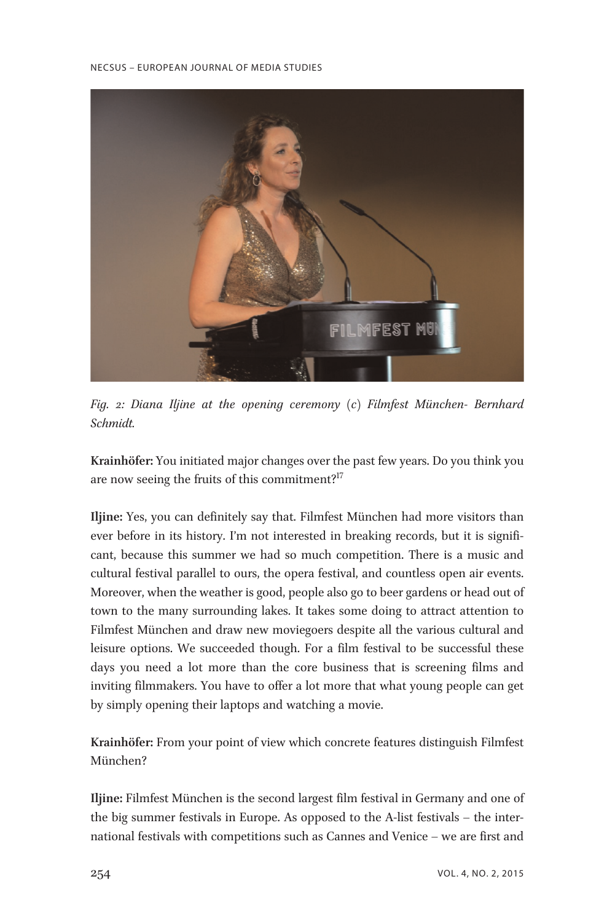*Fig. 2: Diana Iljine at the opening ceremony (c) Filmfest München- Bernhard Schmidt.*

**Krainhöfer:** You initiated major changes over the past few years. Do you think you are now seeing the fruits of this commitment?[17]

**Iljine:** Yes, you can definitely say that. Filmfest München had more visitors than ever before in its history. I'm not interested in breaking records, but it is significant, because this summer we had so much competition. There is a music and cultural festival parallel to ours, the opera festival, and countless open air events. Moreover, when the weather is good, people also go to beer gardens or head out of town to the many surrounding lakes. It takes some doing to attract attention to Filmfest München and draw new moviegoers despite all the various cultural and leisure options. We succeeded though. For a film festival to be successful these days you need a lot more than the core business that is screening films and inviting filmmakers. You have to offer a lot more that what young people can get by simply opening their laptops and watching a movie.

**Krainhöfer:** From your point of view which concrete features distinguish Filmfest München?

**Iljine:** Filmfest München is the second largest film festival in Germany and one of the big summer festivals in Europe. As opposed to the A-list festivals – the international festivals with competitions such as Cannes and Venice – we are first and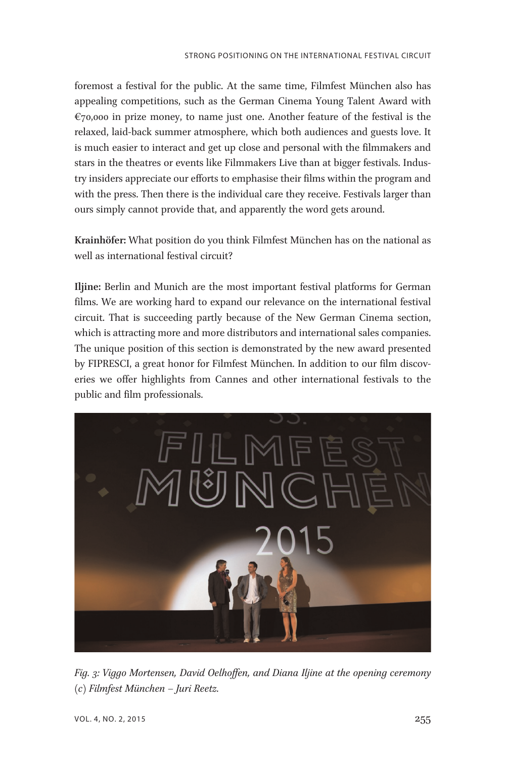foremost a festival for the public. At the same time, Filmfest München also has appealing competitions, such as the German Cinema Young Talent Award with €70,000 in prize money, to name just one. Another feature of the festival is the relaxed, laid-back summer atmosphere, which both audiences and guests love. It is much easier to interact and get up close and personal with the filmmakers and stars in the theatres or events like Filmmakers Live than at bigger festivals. Industry insiders appreciate our efforts to emphasise their films within the program and with the press. Then there is the individual care they receive. Festivals larger than ours simply cannot provide that, and apparently the word gets around.

**Krainhöfer:** What position do you think Filmfest München has on the national as well as international festival circuit?

**Iljine:** Berlin and Munich are the most important festival platforms for German films. We are working hard to expand our relevance on the international festival circuit. That is succeeding partly because of the New German Cinema section, which is attracting more and more distributors and international sales companies. The unique position of this section is demonstrated by the new award presented by FIPRESCI, a great honor for Filmfest München. In addition to our film discoveries we offer highlights from Cannes and other international festivals to the public and film professionals.

*Fig. 3: Viggo Mortensen, David Oelhoffen, and Diana Iljine at the opening ceremony (c) Filmfest München – Juri Reetz.*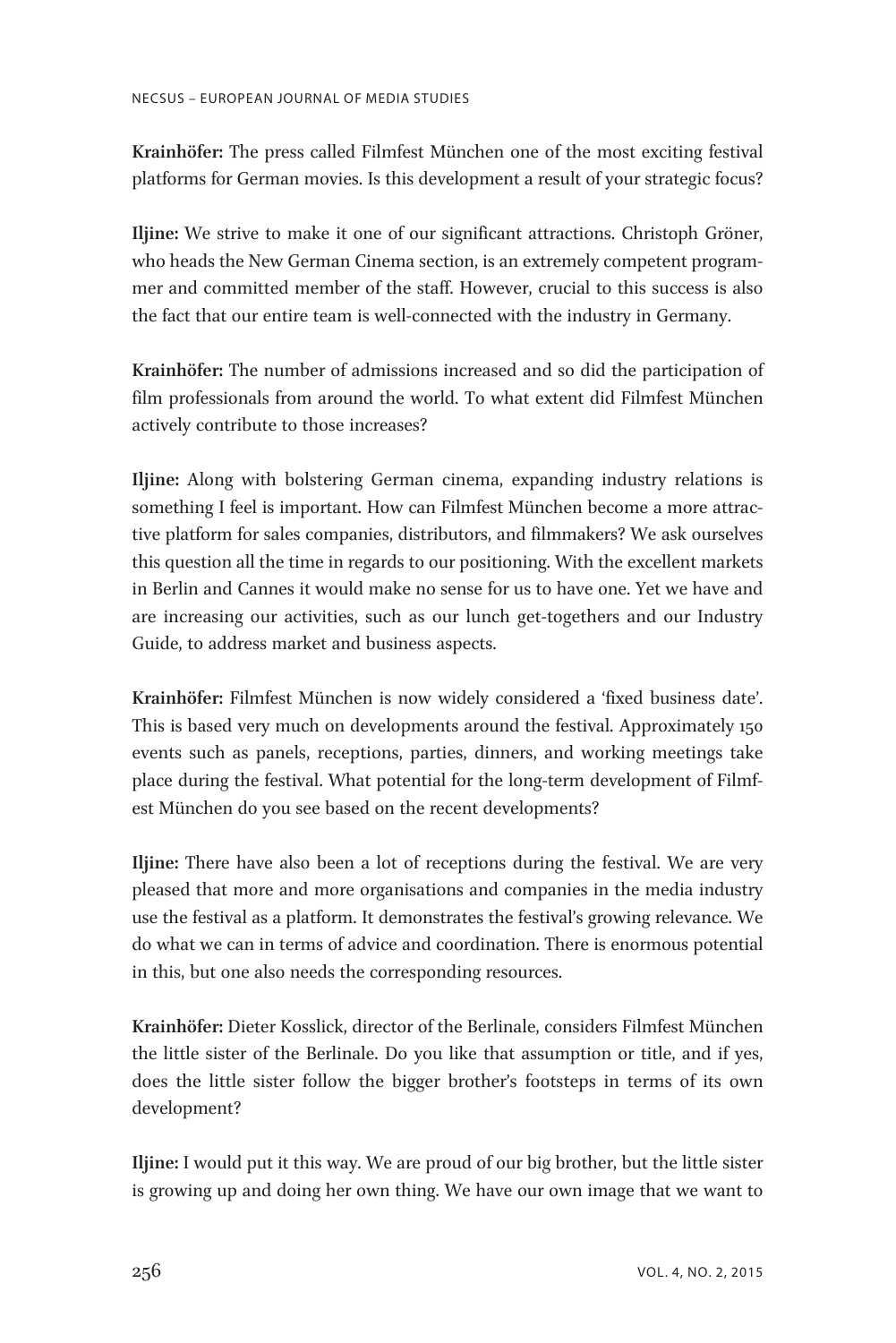**Krainhöfer:** The press called Filmfest München one of the most exciting festival platforms for German movies. Is this development a result of your strategic focus?

**Iljine:** We strive to make it one of our significant attractions. Christoph Gröner, who heads the New German Cinema section, is an extremely competent programmer and committed member of the staff. However, crucial to this success is also the fact that our entire team is well-connected with the industry in Germany.

**Krainhöfer:** The number of admissions increased and so did the participation of film professionals from around the world. To what extent did Filmfest München actively contribute to those increases?

**Iljine:** Along with bolstering German cinema, expanding industry relations is something I feel is important. How can Filmfest München become a more attractive platform for sales companies, distributors, and filmmakers? We ask ourselves this question all the time in regards to our positioning. With the excellent markets in Berlin and Cannes it would make no sense for us to have one. Yet we have and are increasing our activities, such as our lunch get-togethers and our Industry Guide, to address market and business aspects.

**Krainhöfer:** Filmfest München is now widely considered a 'fixed business date'. This is based very much on developments around the festival. Approximately 150 events such as panels, receptions, parties, dinners, and working meetings take place during the festival. What potential for the long-term development of Filmfest München do you see based on the recent developments?

**Iljine:** There have also been a lot of receptions during the festival. We are very pleased that more and more organisations and companies in the media industry use the festival as a platform. It demonstrates the festival's growing relevance. We do what we can in terms of advice and coordination. There is enormous potential in this, but one also needs the corresponding resources.

**Krainhöfer:** Dieter Kosslick, director of the Berlinale, considers Filmfest München the little sister of the Berlinale. Do you like that assumption or title, and if yes, does the little sister follow the bigger brother's footsteps in terms of its own development?

**Iljine:** I would put it this way. We are proud of our big brother, but the little sister is growing up and doing her own thing. We have our own image that we want to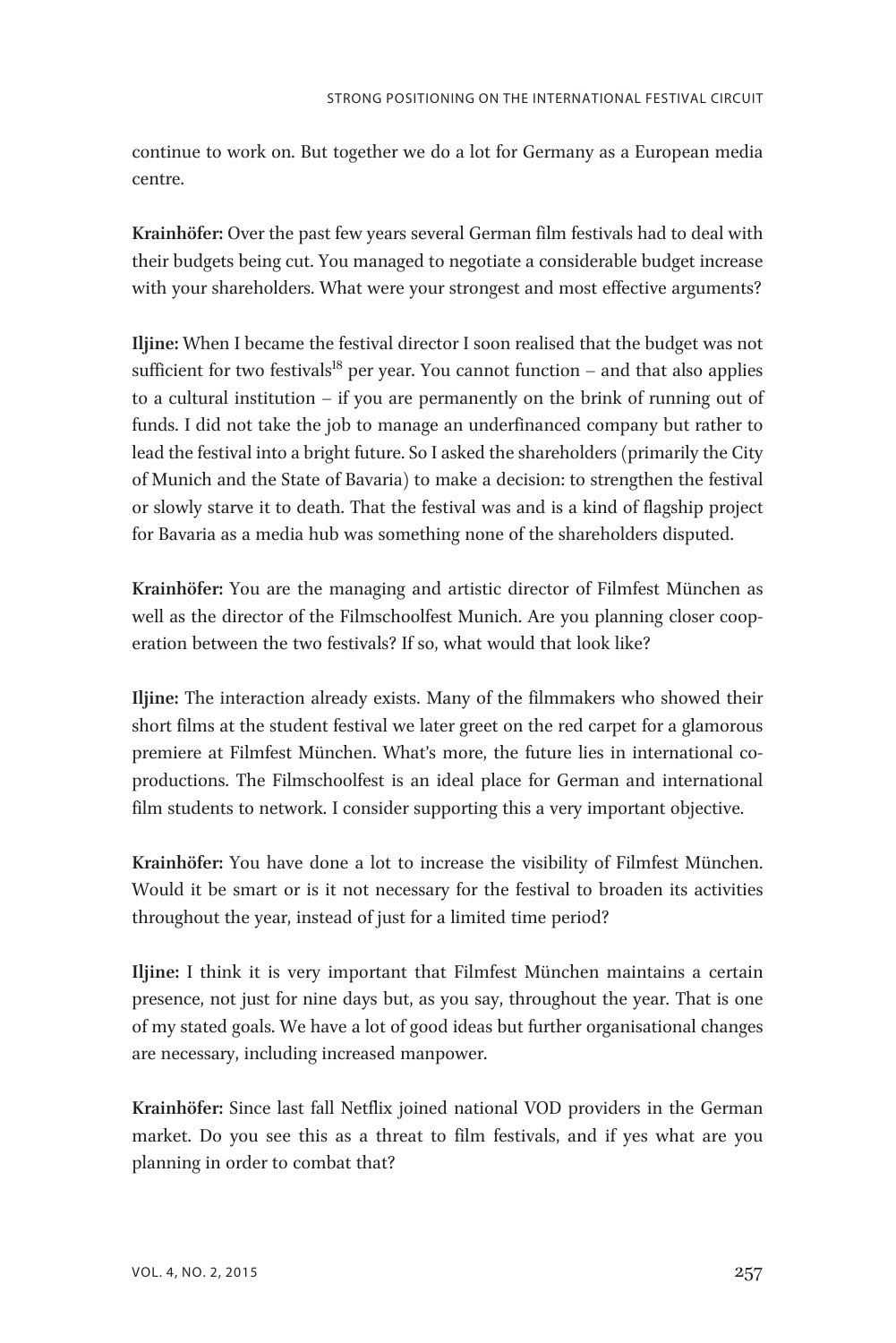continue to work on. But together we do a lot for Germany as a European media centre.

**Krainhöfer:** Over the past few years several German film festivals had to deal with their budgets being cut. You managed to negotiate a considerable budget increase with your shareholders. What were your strongest and most effective arguments?

**Iljine:** When I became the festival director I soon realised that the budget was not sufficient for two festivals[18] per year. You cannot function – and that also applies to a cultural institution – if you are permanently on the brink of running out of funds. I did not take the job to manage an underfinanced company but rather to lead the festival into a bright future. So I asked the shareholders (primarily the City of Munich and the State of Bavaria) to make a decision: to strengthen the festival or slowly starve it to death. That the festival was and is a kind of flagship project for Bavaria as a media hub was something none of the shareholders disputed.

**Krainhöfer:** You are the managing and artistic director of Filmfest München as well as the director of the Filmschoolfest Munich. Are you planning closer cooperation between the two festivals? If so, what would that look like?

**Iljine:** The interaction already exists. Many of the filmmakers who showed their short films at the student festival we later greet on the red carpet for a glamorous premiere at Filmfest München. What's more, the future lies in international co-productions. The Filmschoolfest is an ideal place for German and international film students to network. I consider supporting this a very important objective.

**Krainhöfer:** You have done a lot to increase the visibility of Filmfest München. Would it be smart or is it not necessary for the festival to broaden its activities throughout the year, instead of just for a limited time period?

**Iljine:** I think it is very important that Filmfest München maintains a certain presence, not just for nine days but, as you say, throughout the year. That is one of my stated goals. We have a lot of good ideas but further organisational changes are necessary, including increased manpower.

**Krainhöfer:** Since last fall Netflix joined national VOD providers in the German market. Do you see this as a threat to film festivals, and if yes what are you planning in order to combat that?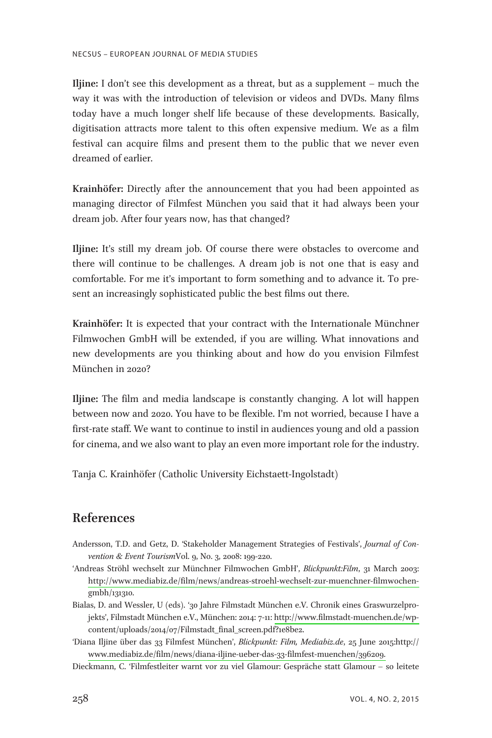**Iljine:** I don't see this development as a threat, but as a supplement – much the way it was with the introduction of television or videos and DVDs. Many films today have a much longer shelf life because of these developments. Basically, digitisation attracts more talent to this often expensive medium. We as a film festival can acquire films and present them to the public that we never even dreamed of earlier.

**Krainhöfer:** Directly after the announcement that you had been appointed as managing director of Filmfest München you said that it had always been your dream job. After four years now, has that changed?

**Iljine:** It's still my dream job. Of course there were obstacles to overcome and there will continue to be challenges. A dream job is not one that is easy and comfortable. For me it's important to form something and to advance it. To present an increasingly sophisticated public the best films out there.

**Krainhöfer:** It is expected that your contract with the Internationale Münchner Filmwochen GmbH will be extended, if you are willing. What innovations and new developments are you thinking about and how do you envision Filmfest München in 2020?

**Iljine:** The film and media landscape is constantly changing. A lot will happen between now and 2020. You have to be flexible. I'm not worried, because I have a first-rate staff. We want to continue to instil in audiences young and old a passion for cinema, and we also want to play an even more important role for the industry.

Tanja C. Krainhöfer (Catholic University Eichstaett-Ingolstadt)

## References

Andersson, T.D. and Getz, D. 'Stakeholder Management Strategies of Festivals', *Journal of Convention & Event Tourism*Vol. 9, No. 3, 2008: 199-220.

'Andreas Ströhl wechselt zur Münchner Filmwochen GmbH', *Blickpunkt:Film*, 31 March 2003: http://www.mediabiz.de/film/news/andreas-stroehl-wechselt-zur-muenchner-filmwochen-gmbh/131310.

Bialas, D. and Wessler, U (eds). '30 Jahre Filmstadt München e.V. Chronik eines Graswurzelprojekts', Filmstadt München e.V., München: 2014: 7-11: http://www.filmstadt-muenchen.de/wp-content/uploads/2014/07/Filmstadt_final_screen.pdf?1e8be2.

'Diana Iljine über das 33 Filmfest München', *Blickpunkt: Film, Mediabiz.de*, 25 June 2015:http://www.mediabiz.de/film/news/diana-iljine-ueber-das-33-filmfest-muenchen/396209.

Dieckmann, C. 'Filmfestleiter warnt vor zu viel Glamour: Gespräche statt Glamour – so leitete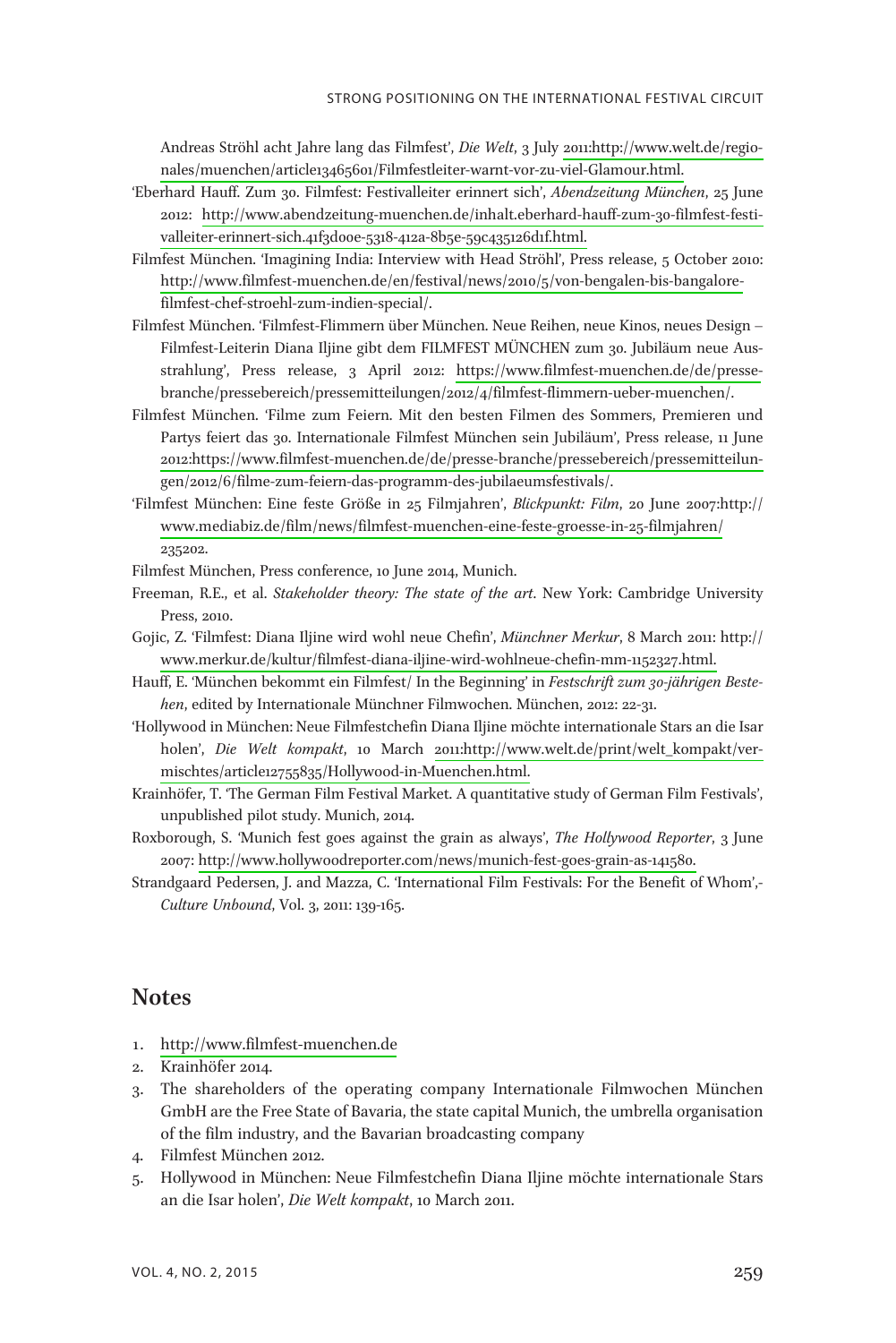Andreas Ströhl acht Jahre lang das Filmfest', *Die Welt*, 3 July 2011:http://www.welt.de/regionales/muenchen/article13465601/Filmfestleiter-warnt-vor-zu-viel-Glamour.html.

'Eberhard Hauff. Zum 30. Filmfest: Festivalleiter erinnert sich', *Abendzeitung München*, 25 June 2012: http://www.abendzeitung-muenchen.de/inhalt.eberhard-hauff-zum-30-filmfest-festivalleiter-erinnert-sich.41f3d00e-5318-412a-8b5e-59c435126d1f.html.

Filmfest München. 'Imagining India: Interview with Head Ströhl', Press release, 5 October 2010: http://www.filmfest-muenchen.de/en/festival/news/2010/5/von-bengalen-bis-bangalore-filmfest-chef-stroehl-zum-indien-special/.

Filmfest München. 'Filmfest-Flimmern über München. Neue Reihen, neue Kinos, neues Design – Filmfest-Leiterin Diana Iljine gibt dem FILMFEST MÜNCHEN zum 30. Jubiläum neue Ausstrahlung', Press release, 3 April 2012: https://www.filmfest-muenchen.de/de/presse-branche/pressebereich/pressemitteilungen/2012/4/filmfest-flimmern-ueber-muenchen/.

Filmfest München. 'Filme zum Feiern. Mit den besten Filmen des Sommers, Premieren und Partys feiert das 30. Internationale Filmfest München sein Jubiläum', Press release, 11 June 2012:https://www.filmfest-muenchen.de/de/presse-branche/pressebereich/pressemitteilungen/2012/6/filme-zum-feiern-das-programm-des-jubilaeumsfestivals/.

'Filmfest München: Eine feste Größe in 25 Filmjahren', *Blickpunkt: Film*, 20 June 2007:http://www.mediabiz.de/film/news/filmfest-muenchen-eine-feste-groesse-in-25-filmjahren/235202.

Filmfest München, Press conference, 10 June 2014, Munich.

Freeman, R.E., et al. *Stakeholder theory: The state of the art*. New York: Cambridge University Press, 2010.

Gojic, Z. 'Filmfest: Diana Iljine wird wohl neue Chefin', *Münchner Merkur*, 8 March 2011: http://www.merkur.de/kultur/filmfest-diana-iljine-wird-wohlneue-chefin-mm-1152327.html.

Hauff, E. 'München bekommt ein Filmfest/ In the Beginning' in *Festschrift zum 30-jährigen Bestehen*, edited by Internationale Münchner Filmwochen. München, 2012: 22-31.

'Hollywood in München: Neue Filmfestchefin Diana Iljine möchte internationale Stars an die Isar holen', *Die Welt kompakt*, 10 March 2011:http://www.welt.de/print/welt_kompakt/vermischtes/article12755835/Hollywood-in-Muenchen.html.

Krainhöfer, T. 'The German Film Festival Market. A quantitative study of German Film Festivals', unpublished pilot study. Munich, 2014.

Roxborough, S. 'Munich fest goes against the grain as always', *The Hollywood Reporter*, 3 June 2007: http://www.hollywoodreporter.com/news/munich-fest-goes-grain-as-141580.

Strandgaard Pedersen, J. and Mazza, C. 'International Film Festivals: For the Benefit of Whom',-*Culture Unbound*, Vol. 3, 2011: 139-165.

## Notes

1. http://www.filmfest-muenchen.de
2. Krainhöfer 2014.
3. The shareholders of the operating company Internationale Filmwochen München GmbH are the Free State of Bavaria, the state capital Munich, the umbrella organisation of the film industry, and the Bavarian broadcasting company
4. Filmfest München 2012.
5. Hollywood in München: Neue Filmfestchefin Diana Iljine möchte internationale Stars an die Isar holen', *Die Welt kompakt*, 10 March 2011.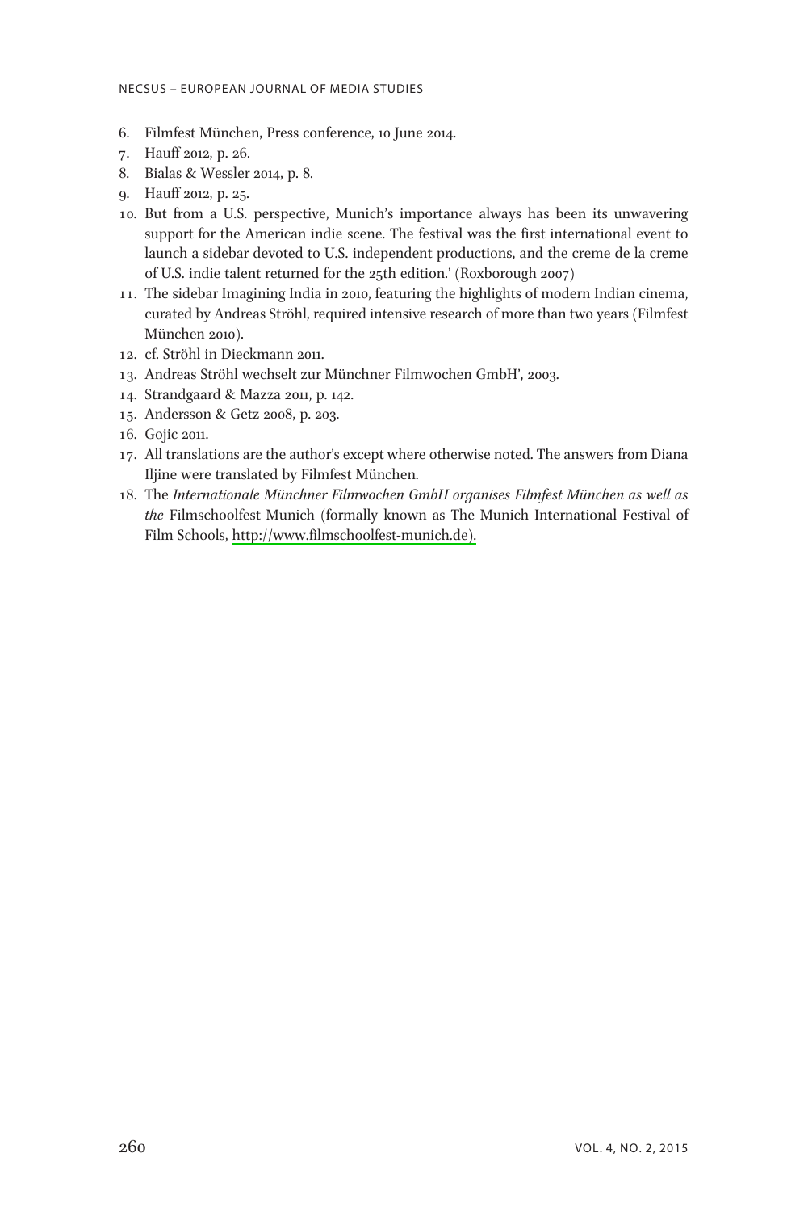6. Filmfest München, Press conference, 10 June 2014.
7. Hauff 2012, p. 26.
8. Bialas & Wessler 2014, p. 8.
9. Hauff 2012, p. 25.
10. But from a U.S. perspective, Munich's importance always has been its unwavering support for the American indie scene. The festival was the first international event to launch a sidebar devoted to U.S. independent productions, and the creme de la creme of U.S. indie talent returned for the 25th edition.' (Roxborough 2007)
11. The sidebar Imagining India in 2010, featuring the highlights of modern Indian cinema, curated by Andreas Ströhl, required intensive research of more than two years (Filmfest München 2010).
12. cf. Ströhl in Dieckmann 2011.
13. Andreas Ströhl wechselt zur Münchner Filmwochen GmbH', 2003.
14. Strandgaard & Mazza 2011, p. 142.
15. Andersson & Getz 2008, p. 203.
16. Gojic 2011.
17. All translations are the author's except where otherwise noted. The answers from Diana Iljine were translated by Filmfest München.
18. The *Internationale Münchner Filmwochen GmbH organises Filmfest München as well as the* Filmschoolfest Munich (formally known as The Munich International Festival of Film Schools, http://www.filmschoolfest-munich.de).